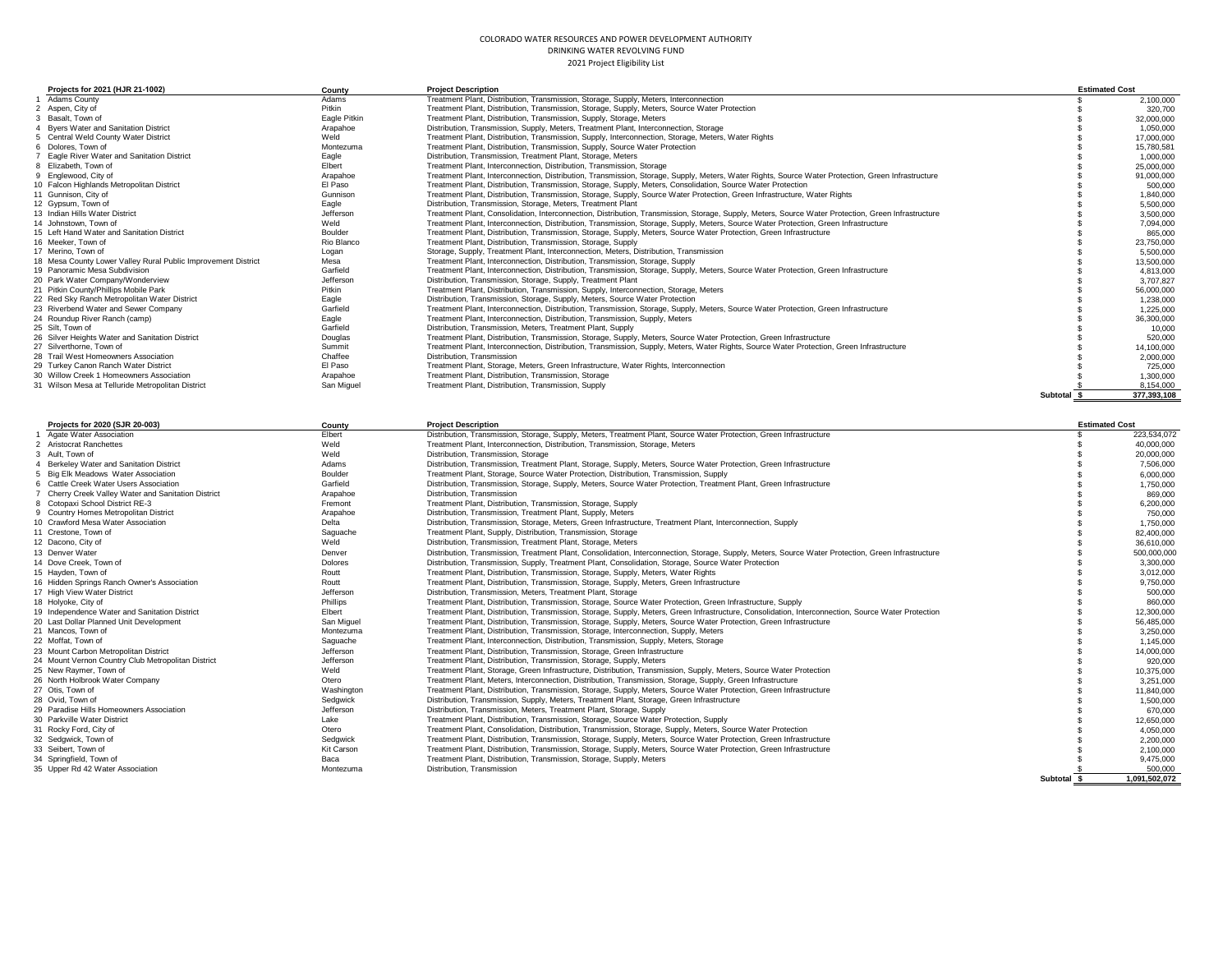# COLORADO WATER RESOURCES AND POWER DEVELOPMENT AUTHORITY

## DRINKING WATER REVOLVING FUND

### 2021 Project Eligibility List

| | Projects for 2021 (HJR 21-1002) | County | Project Description | Estimated Cost |
|---|---|---|---|---|
| 1 | Adams County | Adams | Treatment Plant, Distribution, Transmission, Storage, Supply, Meters, Interconnection | $ 2,100,000 |
| 2 | Aspen, City of | Pitkin | Treatment Plant, Distribution, Transmission, Storage, Supply, Meters, Source Water Protection | $ 320,700 |
| 3 | Basalt, Town of | Eagle Pitkin | Treatment Plant, Distribution, Transmission, Supply, Storage, Meters | $ 32,000,000 |
| 4 | Byers Water and Sanitation District | Arapahoe | Distribution, Transmission, Supply, Meters, Treatment Plant, Interconnection, Storage | $ 1,050,000 |
| 5 | Central Weld County Water District | Weld | Treatment Plant, Distribution, Transmission, Supply, Interconnection, Storage, Meters, Water Rights | $ 17,000,000 |
| 6 | Dolores, Town of | Montezuma | Treatment Plant, Distribution, Transmission, Supply, Source Water Protection | $ 15,780,581 |
| 7 | Eagle River Water and Sanitation District | Eagle | Distribution, Transmission, Treatment Plant, Storage, Meters | $ 1,000,000 |
| 8 | Elizabeth, Town of | Elbert | Treatment Plant, Interconnection, Distribution, Transmission, Storage | $ 25,000,000 |
| 9 | Englewood, City of | Arapahoe | Treatment Plant, Interconnection, Distribution, Transmission, Storage, Supply, Meters, Water Rights, Source Water Protection, Green Infrastructure | $ 91,000,000 |
| 10 | Falcon Highlands Metropolitan District | El Paso | Treatment Plant, Distribution, Transmission, Storage, Supply, Meters, Consolidation, Source Water Protection | $ 500,000 |
| 11 | Gunnison, City of | Gunnison | Treatment Plant, Distribution, Transmission, Storage, Supply, Source Water Protection, Green Infrastructure, Water Rights | $ 1,840,000 |
| 12 | Gypsum, Town of | Eagle | Distribution, Transmission, Storage, Meters, Treatment Plant | $ 5,500,000 |
| 13 | Indian Hills Water District | Jefferson | Treatment Plant, Consolidation, Interconnection, Distribution, Transmission, Storage, Supply, Meters, Source Water Protection, Green Infrastructure | $ 3,500,000 |
| 14 | Johnstown, Town of | Weld | Treatment Plant, Interconnection, Distribution, Transmission, Storage, Supply, Meters, Source Water Protection, Green Infrastructure | $ 7,094,000 |
| 15 | Left Hand Water and Sanitation District | Boulder | Treatment Plant, Distribution, Transmission, Storage, Supply, Meters, Source Water Protection, Green Infrastructure | $ 865,000 |
| 16 | Meeker, Town of | Rio Blanco | Treatment Plant, Distribution, Transmission, Storage, Supply | $ 23,750,000 |
| 17 | Merino, Town of | Logan | Storage, Supply, Treatment Plant, Interconnection, Meters, Distribution, Transmission | $ 5,500,000 |
| 18 | Mesa County Lower Valley Rural Public Improvement District | Mesa | Treatment Plant, Interconnection, Distribution, Transmission, Storage, Supply | $ 13,500,000 |
| 19 | Panoramic Mesa Subdivision | Garfield | Treatment Plant, Interconnection, Distribution, Transmission, Storage, Supply, Meters, Source Water Protection, Green Infrastructure | $ 4,813,000 |
| 20 | Park Water Company/Wonderview | Jefferson | Distribution, Transmission, Storage, Supply, Treatment Plant | $ 3,707,827 |
| 21 | Pitkin County/Phillips Mobile Park | Pitkin | Treatment Plant, Distribution, Transmission, Supply, Interconnection, Storage, Meters | $ 56,000,000 |
| 22 | Red Sky Ranch Metropolitan Water District | Eagle | Distribution, Transmission, Storage, Supply, Meters, Source Water Protection | $ 1,238,000 |
| 23 | Riverbend Water and Sewer Company | Garfield | Treatment Plant, Interconnection, Distribution, Transmission, Storage, Supply, Meters, Source Water Protection, Green Infrastructure | $ 1,225,000 |
| 24 | Roundup River Ranch (camp) | Eagle | Treatment Plant, Interconnection, Distribution, Transmission, Supply, Meters | $ 36,300,000 |
| 25 | Silt, Town of | Garfield | Distribution, Transmission, Meters, Treatment Plant, Supply | $ 10,000 |
| 26 | Silver Heights Water and Sanitation District | Douglas | Treatment Plant, Distribution, Transmission, Storage, Supply, Meters, Source Water Protection, Green Infrastructure | $ 520,000 |
| 27 | Silverthorne, Town of | Summit | Treatment Plant, Interconnection, Distribution, Transmission, Supply, Meters, Water Rights, Source Water Protection, Green Infrastructure | $ 14,100,000 |
| 28 | Trail West Homeowners Association | Chaffee | Distribution, Transmission | $ 2,000,000 |
| 29 | Turkey Canon Ranch Water District | El Paso | Treatment Plant, Storage, Meters, Green Infrastructure, Water Rights, Interconnection | $ 725,000 |
| 30 | Willow Creek 1 Homeowners Association | Arapahoe | Treatment Plant, Distribution, Transmission, Storage | $ 1,300,000 |
| 31 | Wilson Mesa at Telluride Metropolitan District | San Miguel | Treatment Plant, Distribution, Transmission, Supply | $ 8,154,000 |
| | | | Subtotal | $ 377,393,108 |

| | Projects for 2020 (SJR 20-003) | County | Project Description | Estimated Cost |
|---|---|---|---|---|
| 1 | Agate Water Association | Elbert | Distribution, Transmission, Storage, Supply, Meters, Treatment Plant, Source Water Protection, Green Infrastructure | $ 223,534,072 |
| 2 | Aristocrat Ranchettes | Weld | Treatment Plant, Interconnection, Distribution, Transmission, Storage, Meters | $ 40,000,000 |
| 3 | Ault, Town of | Weld | Distribution, Transmission, Storage | $ 20,000,000 |
| 4 | Berkeley Water and Sanitation District | Adams | Distribution, Transmission, Treatment Plant, Storage, Supply, Meters, Source Water Protection, Green Infrastructure | $ 7,506,000 |
| 5 | Big Elk Meadows Water Association | Boulder | Treatment Plant, Storage, Source Water Protection, Distribution, Transmission, Supply | $ 6,000,000 |
| 6 | Cattle Creek Water Users Association | Garfield | Distribution, Transmission, Storage, Supply, Meters, Source Water Protection, Treatment Plant, Green Infrastructure | $ 1,750,000 |
| 7 | Cherry Creek Valley Water and Sanitation District | Arapahoe | Distribution, Transmission | $ 869,000 |
| 8 | Cotopaxi School District RE-3 | Fremont | Treatment Plant, Distribution, Transmission, Storage, Supply | $ 6,200,000 |
| 9 | Country Homes Metropolitan District | Arapahoe | Distribution, Transmission, Treatment Plant, Supply, Meters | $ 750,000 |
| 10 | Crawford Mesa Water Association | Delta | Distribution, Transmission, Storage, Meters, Green Infrastructure, Treatment Plant, Interconnection, Supply | $ 1,750,000 |
| 11 | Crestone, Town of | Saguache | Treatment Plant, Supply, Distribution, Transmission, Storage | $ 82,400,000 |
| 12 | Dacono, City of | Weld | Distribution, Transmission, Treatment Plant, Storage, Meters | $ 36,610,000 |
| 13 | Denver Water | Denver | Distribution, Transmission, Treatment Plant, Consolidation, Interconnection, Storage, Supply, Meters, Source Water Protection, Green Infrastructure | $ 500,000,000 |
| 14 | Dove Creek, Town of | Dolores | Distribution, Transmission, Supply, Treatment Plant, Consolidation, Storage, Source Water Protection | $ 3,300,000 |
| 15 | Hayden, Town of | Routt | Treatment Plant, Distribution, Transmission, Storage, Supply, Meters, Water Rights | $ 3,012,000 |
| 16 | Hidden Springs Ranch Owner's Association | Routt | Treatment Plant, Distribution, Transmission, Storage, Supply, Meters, Green Infrastructure | $ 9,750,000 |
| 17 | High View Water District | Jefferson | Distribution, Transmission, Meters, Treatment Plant, Storage | $ 500,000 |
| 18 | Holyoke, City of | Phillips | Treatment Plant, Distribution, Transmission, Storage, Source Water Protection, Green Infrastructure, Supply | $ 860,000 |
| 19 | Independence Water and Sanitation District | Elbert | Treatment Plant, Distribution, Transmission, Storage, Supply, Meters, Green Infrastructure, Consolidation, Interconnection, Source Water Protection | $ 12,300,000 |
| 20 | Last Dollar Planned Unit Development | San Miguel | Treatment Plant, Distribution, Transmission, Storage, Supply, Meters, Source Water Protection, Green Infrastructure | $ 56,485,000 |
| 21 | Mancos, Town of | Montezuma | Treatment Plant, Distribution, Transmission, Storage, Interconnection, Supply, Meters | $ 3,250,000 |
| 22 | Moffat, Town of | Saguache | Treatment Plant, Interconnection, Distribution, Transmission, Supply, Meters, Storage | $ 1,145,000 |
| 23 | Mount Carbon Metropolitan District | Jefferson | Treatment Plant, Distribution, Transmission, Storage, Green Infrastructure | $ 14,000,000 |
| 24 | Mount Vernon Country Club Metropolitan District | Jefferson | Treatment Plant, Distribution, Transmission, Storage, Supply, Meters | $ 920,000 |
| 25 | New Raymer, Town of | Weld | Treatment Plant, Storage, Green Infrastructure, Distribution, Transmission, Supply, Meters, Source Water Protection | $ 10,375,000 |
| 26 | North Holbrook Water Company | Otero | Treatment Plant, Meters, Interconnection, Distribution, Transmission, Storage, Supply, Green Infrastructure | $ 3,251,000 |
| 27 | Otis, Town of | Washington | Treatment Plant, Distribution, Transmission, Storage, Supply, Meters, Source Water Protection, Green Infrastructure | $ 11,840,000 |
| 28 | Ovid, Town of | Sedgwick | Distribution, Transmission, Supply, Meters, Treatment Plant, Storage, Green Infrastructure | $ 1,500,000 |
| 29 | Paradise Hills Homeowners Association | Jefferson | Distribution, Transmission, Meters, Treatment Plant, Storage, Supply | $ 670,000 |
| 30 | Parkville Water District | Lake | Treatment Plant, Distribution, Transmission, Storage, Source Water Protection, Supply | $ 12,650,000 |
| 31 | Rocky Ford, City of | Otero | Treatment Plant, Consolidation, Distribution, Transmission, Storage, Supply, Meters, Source Water Protection | $ 4,050,000 |
| 32 | Sedgwick, Town of | Sedgwick | Treatment Plant, Distribution, Transmission, Storage, Supply, Meters, Source Water Protection, Green Infrastructure | $ 2,200,000 |
| 33 | Seibert, Town of | Kit Carson | Treatment Plant, Distribution, Transmission, Storage, Supply, Meters, Source Water Protection, Green Infrastructure | $ 2,100,000 |
| 34 | Springfield, Town of | Baca | Treatment Plant, Distribution, Transmission, Storage, Supply, Meters | $ 9,475,000 |
| 35 | Upper Rd 42 Water Association | Montezuma | Distribution, Transmission | $ 500,000 |
| | | | Subtotal | $ 1,091,502,072 |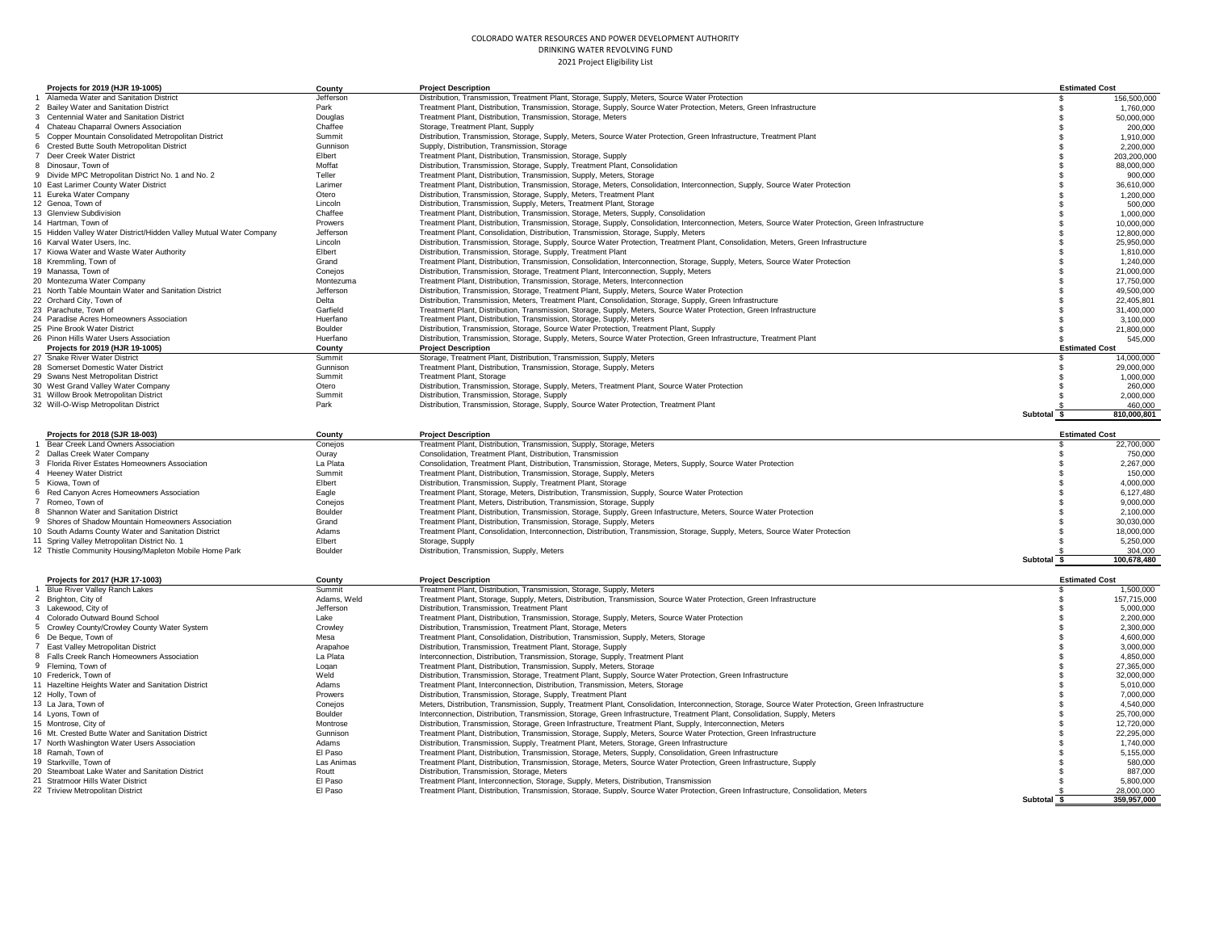COLORADO WATER RESOURCES AND POWER DEVELOPMENT AUTHORITY
DRINKING WATER REVOLVING FUND
2021 Project Eligibility List

| | Projects for 2019 (HJR 19-1005) | County | Project Description | Estimated Cost |
|---|---|---|---|---|
| 1 | Alameda Water and Sanitation District | Jefferson | Distribution, Transmission, Treatment Plant, Storage, Supply, Meters, Source Water Protection | $ 156,500,000 |
| 2 | Bailey Water and Sanitation District | Park | Treatment Plant, Distribution, Transmission, Storage, Supply, Source Water Protection, Meters, Green Infrastructure | $ 1,760,000 |
| 3 | Centennial Water and Sanitation District | Douglas | Treatment Plant, Distribution, Transmission, Storage, Meters | $ 50,000,000 |
| 4 | Chateau Chaparral Owners Association | Chaffee | Storage, Treatment Plant, Supply | $ 200,000 |
| 5 | Copper Mountain Consolidated Metropolitan District | Summit | Distribution, Transmission, Storage, Supply, Meters, Source Water Protection, Green Infrastructure, Treatment Plant | $ 1,910,000 |
| 6 | Crested Butte South Metropolitan District | Gunnison | Supply, Distribution, Transmission, Storage | $ 2,200,000 |
| 7 | Deer Creek Water District | Elbert | Treatment Plant, Distribution, Transmission, Storage, Supply | $ 203,200,000 |
| 8 | Dinosaur, Town of | Moffat | Distribution, Transmission, Storage, Supply, Treatment Plant, Consolidation | $ 88,000,000 |
| 9 | Divide MPC Metropolitan District No. 1 and No. 2 | Teller | Treatment Plant, Distribution, Transmission, Supply, Meters, Storage | $ 900,000 |
| 10 | East Larimer County Water District | Larimer | Treatment Plant, Distribution, Transmission, Storage, Meters, Consolidation, Interconnection, Supply, Source Water Protection | $ 36,610,000 |
| 11 | Eureka Water Company | Otero | Distribution, Transmission, Storage, Supply, Meters, Treatment Plant | $ 1,200,000 |
| 12 | Genoa, Town of | Lincoln | Distribution, Transmission, Supply, Meters, Treatment Plant, Storage | $ 500,000 |
| 13 | Glenview Subdivision | Chaffee | Treatment Plant, Distribution, Transmission, Storage, Meters, Supply, Consolidation | $ 1,000,000 |
| 14 | Hartman, Town of | Prowers | Treatment Plant, Distribution, Transmission, Storage, Supply, Consolidation, Interconnection, Meters, Source Water Protection, Green Infrastructure | $ 10,000,000 |
| 15 | Hidden Valley Water District/Hidden Valley Mutual Water Company | Jefferson | Treatment Plant, Consolidation, Distribution, Transmission, Storage, Supply, Meters | $ 12,800,000 |
| 16 | Karval Water Users, Inc. | Lincoln | Distribution, Transmission, Storage, Supply, Source Water Protection, Treatment Plant, Consolidation, Meters, Green Infrastructure | $ 25,950,000 |
| 17 | Kiowa Water and Waste Water Authority | Elbert | Distribution, Transmission, Storage, Supply, Treatment Plant | $ 1,810,000 |
| 18 | Kremmling, Town of | Grand | Treatment Plant, Distribution, Transmission, Consolidation, Interconnection, Storage, Supply, Meters, Source Water Protection | $ 1,240,000 |
| 19 | Manassa, Town of | Conejos | Distribution, Transmission, Storage, Treatment Plant, Interconnection, Supply, Meters | $ 21,000,000 |
| 20 | Montezuma Water Company | Montezuma | Treatment Plant, Distribution, Transmission, Storage, Meters, Interconnection | $ 17,750,000 |
| 21 | North Table Mountain Water and Sanitation District | Jefferson | Distribution, Transmission, Storage, Treatment Plant, Supply, Meters, Source Water Protection | $ 49,500,000 |
| 22 | Orchard City, Town of | Delta | Distribution, Transmission, Meters, Treatment Plant, Consolidation, Storage, Supply, Green Infrastructure | $ 22,405,801 |
| 23 | Parachute, Town of | Garfield | Treatment Plant, Distribution, Transmission, Storage, Supply, Meters, Source Water Protection, Green Infrastructure | $ 31,400,000 |
| 24 | Paradise Acres Homeowners Association | Huerfano | Treatment Plant, Distribution, Transmission, Storage, Supply, Meters | $ 3,100,000 |
| 25 | Pine Brook Water District | Boulder | Distribution, Transmission, Storage, Source Water Protection, Treatment Plant, Supply | $ 21,800,000 |
| 26 | Pinon Hills Water Users Association | Huerfano | Distribution, Transmission, Storage, Supply, Meters, Source Water Protection, Green Infrastructure, Treatment Plant | $ 545,000 |
| 27 | Snake River Water District | Summit | Storage, Treatment Plant, Distribution, Transmission, Supply, Meters | $ 14,000,000 |
| 28 | Somerset Domestic Water District | Gunnison | Treatment Plant, Distribution, Transmission, Storage, Supply, Meters | $ 29,000,000 |
| 29 | Swans Nest Metropolitan District | Summit | Treatment Plant, Storage | $ 1,000,000 |
| 30 | West Grand Valley Water Company | Otero | Distribution, Transmission, Storage, Supply, Meters, Treatment Plant, Source Water Protection | $ 260,000 |
| 31 | Willow Brook Metropolitan District | Summit | Distribution, Transmission, Storage, Supply | $ 2,000,000 |
| 32 | Will-O-Wisp Metropolitan District | Park | Distribution, Transmission, Storage, Supply, Source Water Protection, Treatment Plant | $ 460,000 |
| | | | Subtotal | $ 810,000,801 |

| | Projects for 2018 (SJR 18-003) | County | Project Description | Estimated Cost |
|---|---|---|---|---|
| 1 | Bear Creek Land Owners Association | Conejos | Treatment Plant, Distribution, Transmission, Supply, Storage, Meters | $ 22,700,000 |
| 2 | Dallas Creek Water Company | Ouray | Consolidation, Treatment Plant, Distribution, Transmission | $ 750,000 |
| 3 | Florida River Estates Homeowners Association | La Plata | Consolidation, Treatment Plant, Distribution, Transmission, Storage, Meters, Supply, Source Water Protection | $ 2,267,000 |
| 4 | Heeney Water District | Summit | Treatment Plant, Distribution, Transmission, Storage, Supply, Meters | $ 150,000 |
| 5 | Kiowa, Town of | Elbert | Distribution, Transmission, Supply, Treatment Plant, Storage | $ 4,000,000 |
| 6 | Red Canyon Acres Homeowners Association | Eagle | Treatment Plant, Storage, Meters, Distribution, Transmission, Supply, Source Water Protection | $ 6,127,480 |
| 7 | Romeo, Town of | Conejos | Treatment Plant, Meters, Distribution, Transmission, Storage, Supply | $ 9,000,000 |
| 8 | Shannon Water and Sanitation District | Boulder | Treatment Plant, Distribution, Transmission, Storage, Supply, Green Infastructure, Meters, Source Water Protection | $ 2,100,000 |
| 9 | Shores of Shadow Mountain Homeowners Association | Grand | Treatment Plant, Distribution, Transmission, Storage, Supply, Meters | $ 30,030,000 |
| 10 | South Adams County Water and Sanitation District | Adams | Treatment Plant, Consolidation, Interconnection, Distribution, Transmission, Storage, Supply, Meters, Source Water Protection | $ 18,000,000 |
| 11 | Spring Valley Metropolitan District No. 1 | Elbert | Storage, Supply | $ 5,250,000 |
| 12 | Thistle Community Housing/Mapleton Mobile Home Park | Boulder | Distribution, Transmission, Supply, Meters | $ 304,000 |
| | | | Subtotal | $ 100,678,480 |

| | Projects for 2017 (HJR 17-1003) | County | Project Description | Estimated Cost |
|---|---|---|---|---|
| 1 | Blue River Valley Ranch Lakes | Summit | Treatment Plant, Distribution, Transmission, Storage, Supply, Meters | $ 1,500,000 |
| 2 | Brighton, City of | Adams, Weld | Treatment Plant, Storage, Supply, Meters, Distribution, Transmission, Source Water Protection, Green Infrastructure | $ 157,715,000 |
| 3 | Lakewood, City of | Jefferson | Distribution, Transmission, Treatment Plant | $ 5,000,000 |
| 4 | Colorado Outward Bound School | Lake | Treatment Plant, Distribution, Transmission, Storage, Supply, Meters, Source Water Protection | $ 2,200,000 |
| 5 | Crowley County/Crowley County Water System | Crowley | Distribution, Transmission, Treatment Plant, Storage, Meters | $ 2,300,000 |
| 6 | De Beque, Town of | Mesa | Treatment Plant, Consolidation, Distribution, Transmission, Supply, Meters, Storage | $ 4,600,000 |
| 7 | East Valley Metropolitan District | Arapahoe | Distribution, Transmission, Treatment Plant, Storage, Supply | $ 3,000,000 |
| 8 | Falls Creek Ranch Homeowners Association | La Plata | Interconnection, Distribution, Transmission, Storage, Supply, Treatment Plant | $ 4,850,000 |
| 9 | Fleming, Town of | Logan | Treatment Plant, Distribution, Transmission, Supply, Meters, Storage | $ 27,365,000 |
| 10 | Frederick, Town of | Weld | Distribution, Transmission, Storage, Treatment Plant, Supply, Source Water Protection, Green Infrastructure | $ 32,000,000 |
| 11 | Hazeltine Heights Water and Sanitation District | Adams | Treatment Plant, Interconnection, Distribution, Transmission, Meters, Storage | $ 5,010,000 |
| 12 | Holly, Town of | Prowers | Distribution, Transmission, Storage, Supply, Treatment Plant | $ 7,000,000 |
| 13 | La Jara, Town of | Conejos | Meters, Distribution, Transmission, Supply, Treatment Plant, Consolidation, Interconnection, Storage, Source Water Protection, Green Infrastructure | $ 4,540,000 |
| 14 | Lyons, Town of | Boulder | Interconnection, Distribution, Transmission, Storage, Green Infrastructure, Treatment Plant, Consolidation, Supply, Meters | $ 25,700,000 |
| 15 | Montrose, City of | Montrose | Distribution, Transmission, Storage, Green Infrastructure, Treatment Plant, Supply, Interconnection, Meters | $ 12,720,000 |
| 16 | Mt. Crested Butte Water and Sanitation District | Gunnison | Treatment Plant, Distribution, Transmission, Storage, Supply, Meters, Source Water Protection, Green Infrastructure | $ 22,295,000 |
| 17 | North Washington Water Users Association | Adams | Distribution, Transmission, Supply, Treatment Plant, Meters, Storage, Green Infrastructure | $ 1,740,000 |
| 18 | Ramah, Town of | El Paso | Treatment Plant, Distribution, Transmission, Storage, Meters, Supply, Consolidation, Green Infrastructure | $ 5,155,000 |
| 19 | Starkville, Town of | Las Animas | Treatment Plant, Distribution, Transmission, Storage, Meters, Source Water Protection, Green Infrastructure, Supply | $ 580,000 |
| 20 | Steamboat Lake Water and Sanitation District | Routt | Distribution, Transmission, Storage, Meters | $ 887,000 |
| 21 | Stratmoor Hills Water District | El Paso | Treatment Plant, Interconnection, Storage, Supply, Meters, Distribution, Transmission | $ 5,800,000 |
| 22 | Triview Metropolitan District | El Paso | Treatment Plant, Distribution, Transmission, Storage, Supply, Source Water Protection, Green Infrastructure, Consolidation, Meters | $ 28,000,000 |
| | | | Subtotal | $ 359,957,000 |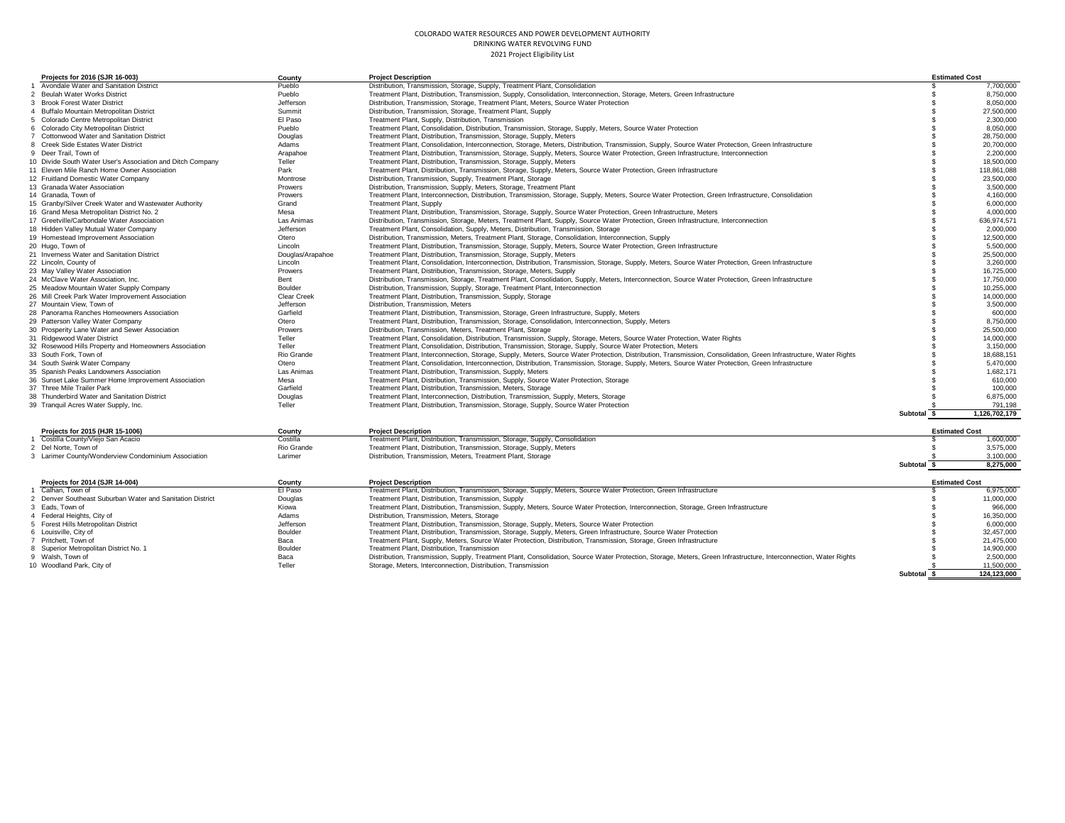COLORADO WATER RESOURCES AND POWER DEVELOPMENT AUTHORITY

DRINKING WATER REVOLVING FUND

2021 Project Eligibility List

| | Projects for 2016 (SJR 16-003) | County | Project Description | Estimated Cost |
|---|---|---|---|---|
| 1 | Avondale Water and Sanitation District | Pueblo | Distribution, Transmission, Storage, Supply, Treatment Plant, Consolidation | $ 7,700,000 |
| 2 | Beulah Water Works District | Pueblo | Treatment Plant, Distribution, Transmission, Supply, Consolidation, Interconnection, Storage, Meters, Green Infrastructure | $ 8,750,000 |
| 3 | Brook Forest Water District | Jefferson | Distribution, Transmission, Storage, Treatment Plant, Meters, Source Water Protection | $ 8,050,000 |
| 4 | Buffalo Mountain Metropolitan District | Summit | Distribution, Transmission, Storage, Treatment Plant, Supply | $ 27,500,000 |
| 5 | Colorado Centre Metropolitan District | El Paso | Treatment Plant, Supply, Distribution, Transmission | $ 2,300,000 |
| 6 | Colorado City Metropolitan District | Pueblo | Treatment Plant, Consolidation, Distribution, Transmission, Storage, Supply, Meters, Source Water Protection | $ 8,050,000 |
| 7 | Cottonwood Water and Sanitation District | Douglas | Treatment Plant, Distribution, Transmission, Storage, Supply, Meters | $ 28,750,000 |
| 8 | Creek Side Estates Water District | Adams | Treatment Plant, Consolidation, Interconnection, Storage, Meters, Distribution, Transmission, Supply, Source Water Protection, Green Infrastructure | $ 20,700,000 |
| 9 | Deer Trail, Town of | Arapahoe | Treatment Plant, Distribution, Transmission, Storage, Supply, Meters, Source Water Protection, Green Infrastructure, Interconnection | $ 2,200,000 |
| 10 | Divide South Water User's Association and Ditch Company | Teller | Treatment Plant, Distribution, Transmission, Storage, Supply, Meters | $ 18,500,000 |
| 11 | Eleven Mile Ranch Home Owner Association | Park | Treatment Plant, Distribution, Transmission, Storage, Supply, Meters, Source Water Protection, Green Infrastructure | $ 118,861,088 |
| 12 | Fruitland Domestic Water Company | Montrose | Distribution, Transmission, Supply, Treatment Plant, Storage | $ 23,500,000 |
| 13 | Granada Water Association | Prowers | Distribution, Transmission, Supply, Meters, Storage, Treatment Plant | $ 3,500,000 |
| 14 | Granada, Town of | Prowers | Treatment Plant, Interconnection, Distribution, Transmission, Storage, Supply, Meters, Source Water Protection, Green Infrastructure, Consolidation | $ 4,160,000 |
| 15 | Granby/Silver Creek Water and Wastewater Authority | Grand | Treatment Plant, Supply | $ 6,000,000 |
| 16 | Grand Mesa Metropolitan District No. 2 | Mesa | Treatment Plant, Distribution, Transmission, Storage, Supply, Source Water Protection, Green Infrastructure, Meters | $ 4,000,000 |
| 17 | Greetville/Carbondale Water Association | Las Animas | Distribution, Transmission, Storage, Meters, Treatment Plant, Supply, Source Water Protection, Green Infrastructure, Interconnection | $ 636,974,571 |
| 18 | Hidden Valley Mutual Water Company | Jefferson | Treatment Plant, Consolidation, Supply, Meters, Distribution, Transmission, Storage | $ 2,000,000 |
| 19 | Homestead Improvement Association | Otero | Distribution, Transmission, Meters, Treatment Plant, Storage, Consolidation, Interconnection, Supply | $ 12,500,000 |
| 20 | Hugo, Town of | Lincoln | Treatment Plant, Distribution, Transmission, Storage, Supply, Meters, Source Water Protection, Green Infrastructure | $ 5,500,000 |
| 21 | Inverness Water and Sanitation District | Douglas/Arapahoe | Treatment Plant, Distribution, Transmission, Storage, Supply, Meters | $ 25,500,000 |
| 22 | Lincoln, County of | Lincoln | Treatment Plant, Consolidation, Interconnection, Distribution, Transmission, Storage, Supply, Meters, Source Water Protection, Green Infrastructure | $ 3,260,000 |
| 23 | May Valley Water Association | Prowers | Treatment Plant, Distribution, Transmission, Storage, Meters, Supply | $ 16,725,000 |
| 24 | McClave Water Association, Inc. | Bent | Distribution, Transmission, Storage, Treatment Plant, Consolidation, Supply, Meters, Interconnection, Source Water Protection, Green Infrastructure | $ 17,750,000 |
| 25 | Meadow Mountain Water Supply Company | Boulder | Distribution, Transmission, Supply, Storage, Treatment Plant, Interconnection | $ 10,255,000 |
| 26 | Mill Creek Park Water Improvement Association | Clear Creek | Treatment Plant, Distribution, Transmission, Supply, Storage | $ 14,000,000 |
| 27 | Mountain View, Town of | Jefferson | Distribution, Transmission, Meters | $ 3,500,000 |
| 28 | Panorama Ranches Homeowners Association | Garfield | Treatment Plant, Distribution, Transmission, Storage, Green Infrastructure, Supply, Meters | $ 600,000 |
| 29 | Patterson Valley Water Company | Otero | Treatment Plant, Distribution, Transmission, Storage, Consolidation, Interconnection, Supply, Meters | $ 8,750,000 |
| 30 | Prosperity Lane Water and Sewer Association | Prowers | Distribution, Transmission, Meters, Treatment Plant, Storage | $ 25,500,000 |
| 31 | Ridgewood Water District | Teller | Treatment Plant, Consolidation, Distribution, Transmission, Supply, Storage, Meters, Source Water Protection, Water Rights | $ 14,000,000 |
| 32 | Rosewood Hills Property and Homeowners Association | Teller | Treatment Plant, Consolidation, Distribution, Transmission, Storage, Supply, Source Water Protection, Meters | $ 3,150,000 |
| 33 | South Fork, Town of | Rio Grande | Treatment Plant, Interconnection, Storage, Supply, Meters, Source Water Protection, Distribution, Transmission, Consolidation, Green Infrastructure, Water Rights | $ 18,688,151 |
| 34 | South Swink Water Company | Otero | Treatment Plant, Consolidation, Interconnection, Distribution, Transmission, Storage, Supply, Meters, Source Water Protection, Green Infrastructure | $ 5,470,000 |
| 35 | Spanish Peaks Landowners Association | Las Animas | Treatment Plant, Distribution, Transmission, Supply, Meters | $ 1,682,171 |
| 36 | Sunset Lake Summer Home Improvement Association | Mesa | Treatment Plant, Distribution, Transmission, Supply, Source Water Protection, Storage | $ 610,000 |
| 37 | Three Mile Trailer Park | Garfield | Treatment Plant, Distribution, Transmission, Meters, Storage | $ 100,000 |
| 38 | Thunderbird Water and Sanitation District | Douglas | Treatment Plant, Interconnection, Distribution, Transmission, Supply, Meters, Storage | $ 6,875,000 |
| 39 | Tranquil Acres Water Supply, Inc. | Teller | Treatment Plant, Distribution, Transmission, Storage, Supply, Source Water Protection | $ 791,198 |
| | | | **Subtotal** | **$ 1,126,702,179** |

| | Projects for 2015 (HJR 15-1006) | County | Project Description | Estimated Cost |
|---|---|---|---|---|
| 1 | Costilla County/Viejo San Acacio | Costilla | Treatment Plant, Distribution, Transmission, Storage, Supply, Consolidation | $ 1,600,000 |
| 2 | Del Norte, Town of | Rio Grande | Treatment Plant, Distribution, Transmission, Storage, Supply, Meters | $ 3,575,000 |
| 3 | Larimer County/Wonderview Condominium Association | Larimer | Distribution, Transmission, Meters, Treatment Plant, Storage | $ 3,100,000 |
| | | | **Subtotal** | **$ 8,275,000** |

| | Projects for 2014 (SJR 14-004) | County | Project Description | Estimated Cost |
|---|---|---|---|---|
| 1 | Calhan, Town of | El Paso | Treatment Plant, Distribution, Transmission, Storage, Supply, Meters, Source Water Protection, Green Infrastructure | $ 6,975,000 |
| 2 | Denver Southeast Suburban Water and Sanitation District | Douglas | Treatment Plant, Distribution, Transmission, Supply | $ 11,000,000 |
| 3 | Eads, Town of | Kiowa | Treatment Plant, Distribution, Transmission, Supply, Meters, Source Water Protection, Interconnection, Storage, Green Infrastructure | $ 966,000 |
| 4 | Federal Heights, City of | Adams | Distribution, Transmission, Meters, Storage | $ 16,350,000 |
| 5 | Forest Hills Metropolitan District | Jefferson | Treatment Plant, Distribution, Transmission, Storage, Supply, Meters, Source Water Protection | $ 6,000,000 |
| 6 | Louisville, City of | Boulder | Treatment Plant, Distribution, Transmission, Storage, Supply, Meters, Green Infrastructure, Source Water Protection | $ 32,457,000 |
| 7 | Pritchett, Town of | Baca | Treatment Plant, Supply, Meters, Source Water Protection, Distribution, Transmission, Storage, Green Infrastructure | $ 21,475,000 |
| 8 | Superior Metropolitan District No. 1 | Boulder | Treatment Plant, Distribution, Transmission | $ 14,900,000 |
| 9 | Walsh, Town of | Baca | Distribution, Transmission, Supply, Treatment Plant, Consolidation, Source Water Protection, Storage, Meters, Green Infrastructure, Interconnection, Water Rights | $ 2,500,000 |
| 10 | Woodland Park, City of | Teller | Storage, Meters, Interconnection, Distribution, Transmission | $ 11,500,000 |
| | | | **Subtotal** | **$ 124,123,000** |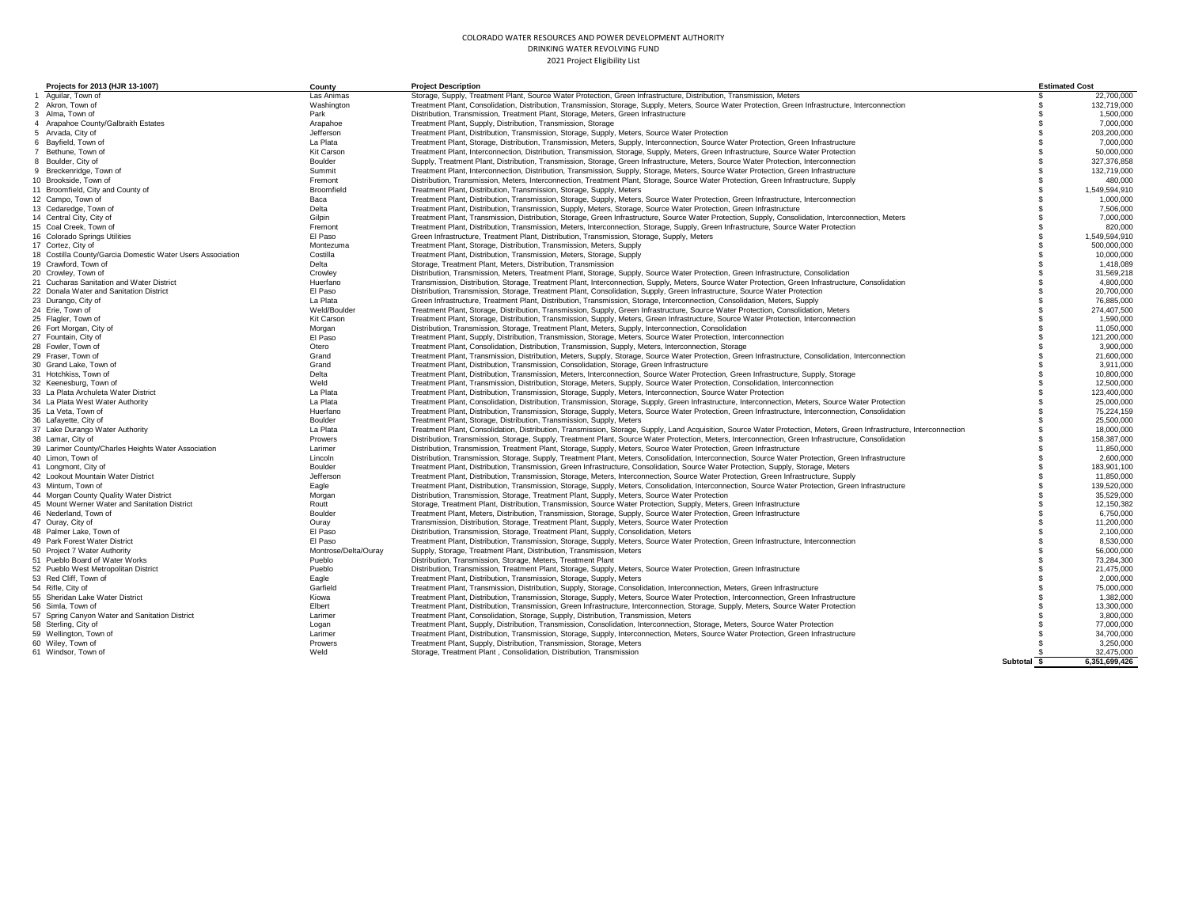COLORADO WATER RESOURCES AND POWER DEVELOPMENT AUTHORITY

DRINKING WATER REVOLVING FUND

2021 Project Eligibility List

| # | Projects for 2013 (HJR 13-1007) | County | Project Description | Estimated Cost |
|---|---|---|---|---|
| 1 | Aguilar, Town of | Las Animas | Storage, Supply, Treatment Plant, Source Water Protection, Green Infrastructure, Distribution, Transmission, Meters | $ 22,700,000 |
| 2 | Akron, Town of | Washington | Treatment Plant, Consolidation, Distribution, Transmission, Storage, Supply, Meters, Source Water Protection, Green Infrastructure, Interconnection | $ 132,719,000 |
| 3 | Alma, Town of | Park | Distribution, Transmission, Treatment Plant, Storage, Meters, Green Infrastructure | $ 1,500,000 |
| 4 | Arapahoe County/Galbraith Estates | Arapahoe | Treatment Plant, Supply, Distribution, Transmission, Storage | $ 7,000,000 |
| 5 | Arvada, City of | Jefferson | Treatment Plant, Distribution, Transmission, Storage, Supply, Meters, Source Water Protection | $ 203,200,000 |
| 6 | Bayfield, Town of | La Plata | Treatment Plant, Storage, Distribution, Transmission, Meters, Supply, Interconnection, Source Water Protection, Green Infrastructure | $ 7,000,000 |
| 7 | Bethune, Town of | Kit Carson | Treatment Plant, Interconnection, Distribution, Transmission, Storage, Supply, Meters, Green Infrastructure, Source Water Protection | $ 50,000,000 |
| 8 | Boulder, City of | Boulder | Supply, Treatment Plant, Distribution, Transmission, Storage, Green Infrastructure, Meters, Source Water Protection, Interconnection | $ 327,376,858 |
| 9 | Breckenridge, Town of | Summit | Treatment Plant, Interconnection, Distribution, Transmission, Supply, Storage, Meters, Source Water Protection, Green Infrastructure | $ 132,719,000 |
| 10 | Brookside, Town of | Fremont | Distribution, Transmission, Meters, Interconnection, Treatment Plant, Storage, Source Water Protection, Green Infrastructure, Supply | $ 480,000 |
| 11 | Broomfield, City and County of | Broomfield | Treatment Plant, Distribution, Transmission, Storage, Supply, Meters | $ 1,549,594,910 |
| 12 | Campo, Town of | Baca | Treatment Plant, Distribution, Transmission, Storage, Supply, Meters, Source Water Protection, Green Infrastructure, Interconnection | $ 1,000,000 |
| 13 | Cedaredge, Town of | Delta | Treatment Plant, Distribution, Transmission, Supply, Meters, Storage, Source Water Protection, Green Infrastructure | $ 7,506,000 |
| 14 | Central City, City of | Gilpin | Treatment Plant, Transmission, Distribution, Storage, Green Infrastructure, Source Water Protection, Supply, Consolidation, Interconnection, Meters | $ 7,000,000 |
| 15 | Coal Creek, Town of | Fremont | Treatment Plant, Distribution, Transmission, Meters, Interconnection, Storage, Supply, Green Infrastructure, Source Water Protection | $ 820,000 |
| 16 | Colorado Springs Utilities | El Paso | Green Infrastructure, Treatment Plant, Distribution, Transmission, Storage, Supply, Meters | $ 1,549,594,910 |
| 17 | Cortez, City of | Montezuma | Treatment Plant, Storage, Distribution, Transmission, Meters, Supply | $ 500,000,000 |
| 18 | Costilla County/Garcia Domestic Water Users Association | Costilla | Treatment Plant, Distribution, Transmission, Meters, Storage, Supply | $ 10,000,000 |
| 19 | Crawford, Town of | Delta | Storage, Treatment Plant, Meters, Distribution, Transmission | $ 1,418,089 |
| 20 | Crowley, Town of | Crowley | Distribution, Transmission, Meters, Treatment Plant, Storage, Supply, Source Water Protection, Green Infrastructure, Consolidation | $ 31,569,218 |
| 21 | Cucharas Sanitation and Water District | Huerfano | Transmission, Distribution, Storage, Treatment Plant, Interconnection, Supply, Meters, Source Water Protection, Green Infrastructure, Consolidation | $ 4,800,000 |
| 22 | Donala Water and Sanitation District | El Paso | Distribution, Transmission, Storage, Treatment Plant, Consolidation, Supply, Green Infrastructure, Source Water Protection | $ 20,700,000 |
| 23 | Durango, City of | La Plata | Green Infrastructure, Treatment Plant, Distribution, Transmission, Storage, Interconnection, Consolidation, Meters, Supply | $ 76,885,000 |
| 24 | Erie, Town of | Weld/Boulder | Treatment Plant, Storage, Distribution, Transmission, Supply, Green Infrastructure, Source Water Protection, Consolidation, Meters | $ 274,407,500 |
| 25 | Flagler, Town of | Kit Carson | Treatment Plant, Storage, Distribution, Transmission, Supply, Meters, Green Infrastructure, Source Water Protection, Interconnection | $ 1,590,000 |
| 26 | Fort Morgan, City of | Morgan | Distribution, Transmission, Storage, Treatment Plant, Meters, Supply, Interconnection, Consolidation | $ 11,050,000 |
| 27 | Fountain, City of | El Paso | Treatment Plant, Supply, Distribution, Transmission, Storage, Meters, Source Water Protection, Interconnection | $ 121,200,000 |
| 28 | Fowler, Town of | Otero | Treatment Plant, Consolidation, Distribution, Transmission, Supply, Meters, Interconnection, Storage | $ 3,900,000 |
| 29 | Fraser, Town of | Grand | Treatment Plant, Transmission, Distribution, Meters, Supply, Storage, Source Water Protection, Green Infrastructure, Consolidation, Interconnection | $ 21,600,000 |
| 30 | Grand Lake, Town of | Grand | Treatment Plant, Distribution, Transmission, Consolidation, Storage, Green Infrastructure | $ 3,911,000 |
| 31 | Hotchkiss, Town of | Delta | Treatment Plant, Distribution, Transmission, Meters, Interconnection, Source Water Protection, Green Infrastructure, Supply, Storage | $ 10,800,000 |
| 32 | Keenesburg, Town of | Weld | Treatment Plant, Transmission, Distribution, Storage, Meters, Supply, Source Water Protection, Consolidation, Interconnection | $ 12,500,000 |
| 33 | La Plata Archuleta Water District | La Plata | Treatment Plant, Distribution, Transmission, Storage, Supply, Meters, Interconnection, Source Water Protection | $ 123,400,000 |
| 34 | La Plata West Water Authority | La Plata | Treatment Plant, Consolidation, Distribution, Transmission, Storage, Supply, Green Infrastructure, Interconnection, Meters, Source Water Protection | $ 25,000,000 |
| 35 | La Veta, Town of | Huerfano | Treatment Plant, Distribution, Transmission, Storage, Supply, Meters, Source Water Protection, Green Infrastructure, Interconnection, Consolidation | $ 75,224,159 |
| 36 | Lafayette, City of | Boulder | Treatment Plant, Storage, Distribution, Transmission, Supply, Meters | $ 25,500,000 |
| 37 | Lake Durango Water Authority | La Plata | Treatment Plant, Consolidation, Distribution, Transmission, Storage, Supply, Land Acquisition, Source Water Protection, Meters, Green Infrastructure, Interconnection | $ 18,000,000 |
| 38 | Lamar, City of | Prowers | Distribution, Transmission, Storage, Supply, Treatment Plant, Source Water Protection, Meters, Interconnection, Green Infrastructure, Consolidation | $ 158,387,000 |
| 39 | Larimer County/Charles Heights Water Association | Larimer | Distribution, Transmission, Treatment Plant, Storage, Supply, Meters, Source Water Protection, Green Infrastructure | $ 11,850,000 |
| 40 | Limon, Town of | Lincoln | Distribution, Transmission, Storage, Supply, Treatment Plant, Meters, Consolidation, Interconnection, Source Water Protection, Green Infrastructure | $ 2,600,000 |
| 41 | Longmont, City of | Boulder | Treatment Plant, Distribution, Transmission, Green Infrastructure, Consolidation, Source Water Protection, Supply, Storage, Meters | $ 183,901,100 |
| 42 | Lookout Mountain Water District | Jefferson | Treatment Plant, Distribution, Transmission, Storage, Meters, Interconnection, Source Water Protection, Green Infrastructure, Supply | $ 11,850,000 |
| 43 | Minturn, Town of | Eagle | Treatment Plant, Distribution, Transmission, Storage, Supply, Meters, Consolidation, Interconnection, Source Water Protection, Green Infrastructure | $ 139,520,000 |
| 44 | Morgan County Quality Water District | Morgan | Distribution, Transmission, Storage, Treatment Plant, Supply, Meters, Source Water Protection | $ 35,529,000 |
| 45 | Mount Werner Water and Sanitation District | Routt | Storage, Treatment Plant, Distribution, Transmission, Source Water Protection, Supply, Meters, Green Infrastructure | $ 12,150,382 |
| 46 | Nederland, Town of | Boulder | Treatment Plant, Meters, Distribution, Transmission, Storage, Supply, Source Water Protection, Green Infrastructure | $ 6,750,000 |
| 47 | Ouray, City of | Ouray | Transmission, Distribution, Storage, Treatment Plant, Supply, Meters, Source Water Protection | $ 11,200,000 |
| 48 | Palmer Lake, Town of | El Paso | Distribution, Transmission, Storage, Treatment Plant, Supply, Consolidation, Meters | $ 2,100,000 |
| 49 | Park Forest Water District | El Paso | Treatment Plant, Distribution, Transmission, Storage, Supply, Meters, Source Water Protection, Green Infrastructure, Interconnection | $ 8,530,000 |
| 50 | Project 7 Water Authority | Montrose/Delta/Ouray | Supply, Storage, Treatment Plant, Distribution, Transmission, Meters | $ 56,000,000 |
| 51 | Pueblo Board of Water Works | Pueblo | Distribution, Transmission, Storage, Meters, Treatment Plant | $ 73,284,300 |
| 52 | Pueblo West Metropolitan District | Pueblo | Distribution, Transmission, Treatment Plant, Storage, Supply, Meters, Source Water Protection, Green Infrastructure | $ 21,475,000 |
| 53 | Red Cliff, Town of | Eagle | Treatment Plant, Distribution, Transmission, Storage, Supply, Meters | $ 2,000,000 |
| 54 | Rifle, City of | Garfield | Treatment Plant, Transmission, Distribution, Supply, Storage, Consolidation, Interconnection, Meters, Green Infrastructure | $ 75,000,000 |
| 55 | Sheridan Lake Water District | Kiowa | Treatment Plant, Distribution, Transmission, Storage, Supply, Meters, Source Water Protection, Interconnection, Green Infrastructure | $ 1,382,000 |
| 56 | Simla, Town of | Elbert | Treatment Plant, Distribution, Transmission, Green Infrastructure, Interconnection, Storage, Supply, Meters, Source Water Protection | $ 13,300,000 |
| 57 | Spring Canyon Water and Sanitation District | Larimer | Treatment Plant, Consolidation, Storage, Supply, Distribution, Transmission, Meters | $ 3,800,000 |
| 58 | Sterling, City of | Logan | Treatment Plant, Supply, Distribution, Transmission, Consolidation, Interconnection, Storage, Meters, Source Water Protection | $ 77,000,000 |
| 59 | Wellington, Town of | Larimer | Treatment Plant, Distribution, Transmission, Storage, Supply, Interconnection, Meters, Source Water Protection, Green Infrastructure | $ 34,700,000 |
| 60 | Wiley, Town of | Prowers | Treatment Plant, Supply, Distribution, Transmission, Storage, Meters | $ 3,250,000 |
| 61 | Windsor, Town of | Weld | Storage, Treatment Plant , Consolidation, Distribution, Transmission | $ 32,475,000 |
| | | | **Subtotal** | **$ 6,351,699,426** |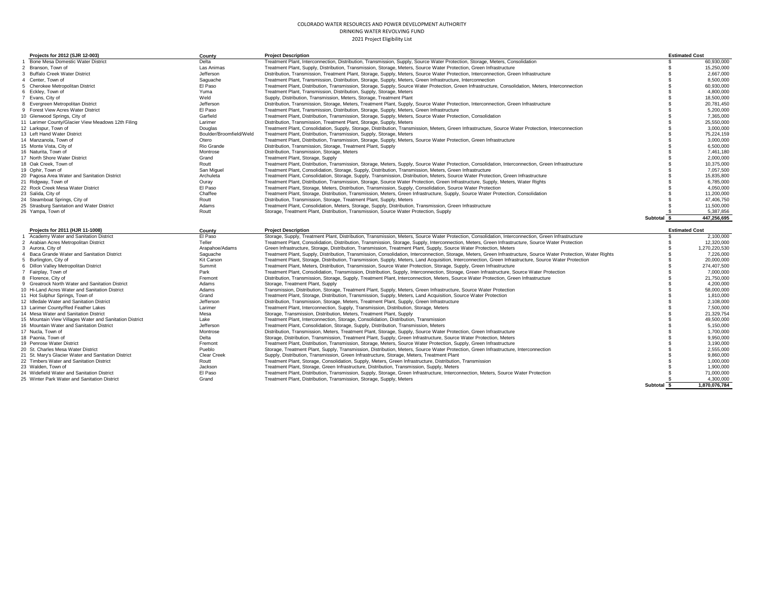COLORADO WATER RESOURCES AND POWER DEVELOPMENT AUTHORITY
DRINKING WATER REVOLVING FUND
2021 Project Eligibility List

| | Projects for 2012 (SJR 12-003) | County | Project Description | Estimated Cost |
|---|---|---|---|---|
| 1 | Bone Mesa Domestic Water District | Delta | Treatment Plant, Interconnection, Distribution, Transmission, Supply, Source Water Protection, Storage, Meters, Consolidation | $ 60,930,000 |
| 2 | Branson, Town of | Las Animas | Treatment Plant, Supply, Distribution, Transmission, Storage, Meters, Source Water Protection, Green Infrastructure | $ 15,250,000 |
| 3 | Buffalo Creek Water District | Jefferson | Distribution, Transmission, Treatment Plant, Storage, Supply, Meters, Source Water Protection, Interconnection, Green Infrastructure | $ 2,667,000 |
| 4 | Center, Town of | Saguache | Treatment Plant, Transmission, Distribution, Storage, Supply, Meters, Green Infrastructure, Interconnection | $ 8,500,000 |
| 5 | Cherokee Metropolitan District | El Paso | Treatment Plant, Distribution, Transmission, Storage, Supply, Source Water Protection, Green Infrastructure, Consolidation, Meters, Interconnection | $ 60,930,000 |
| 6 | Eckley, Town of | Yuma | Treatment Plant, Transmission, Distribution, Supply, Storage, Meters | $ 4,800,000 |
| 7 | Evans, City of | Weld | Supply, Distribution, Transmission, Meters, Storage, Treatment Plant | $ 18,500,000 |
| 8 | Evergreen Metropolitan District | Jefferson | Distribution, Transmission, Storage, Meters, Treatment Plant, Supply, Source Water Protection, Interconnection, Green Infrastructure | $ 20,781,450 |
| 9 | Forest View Acres Water District | El Paso | Treatment Plant, Transmission, Distribution, Storage, Supply, Meters, Green Infrastructure | $ 5,200,000 |
| 10 | Glenwood Springs, City of | Garfield | Treatment Plant, Distribution, Transmission, Storage, Supply, Meters, Source Water Protection, Consolidation | $ 7,365,000 |
| 11 | Larimer County/Glacier View Meadows 12th Filing | Larimer | Distribution, Transmission, Treatment Plant, Storage, Supply, Meters | $ 25,550,000 |
| 12 | Larkspur, Town of | Douglas | Treatment Plant, Consolidation, Supply, Storage, Distribution, Transmission, Meters, Green Infrastructure, Source Water Protection, Interconnection | $ 3,000,000 |
| 13 | Left Hand Water District | Boulder/Broomfield/Weld | Treatment Plant, Distribution, Transmission, Supply, Storage, Meters | $ 75,224,159 |
| 14 | Manzanola, Town of | Otero | Treatment Plant, Distribution, Transmission, Storage, Supply, Meters, Source Water Protection, Green Infrastructure | $ 3,000,000 |
| 15 | Monte Vista, City of | Rio Grande | Distribution, Transmission, Storage, Treatment Plant, Supply | $ 6,500,000 |
| 16 | Naturita, Town of | Montrose | Distribution, Transmission, Storage, Meters | $ 7,461,180 |
| 17 | North Shore Water District | Grand | Treatment Plant, Storage, Supply | $ 2,000,000 |
| 18 | Oak Creek, Town of | Routt | Treatment Plant, Distribution, Transmission, Storage, Meters, Supply, Source Water Protection, Consolidation, Interconnection, Green Infrastructure | $ 10,375,000 |
| 19 | Ophir, Town of | San Miguel | Treatment Plant, Consolidation, Storage, Supply, Distribution, Transmission, Meters, Green Infrastructure | $ 7,057,500 |
| 20 | Pagosa Area Water and Sanitation District | Archuleta | Treatment Plant, Consolidation, Storage, Supply, Transmission, Distribution, Meters, Source Water Protection, Green Infrastructure | $ 15,835,800 |
| 21 | Ridgway, Town of | Ouray | Treatment Plant, Distribution, Transmission, Storage, Source Water Protection, Green Infrastructure, Supply, Meters, Water Rights | $ 6,785,000 |
| 22 | Rock Creek Mesa Water District | El Paso | Treatment Plant, Storage, Meters, Distribution, Transmission, Supply, Consolidation, Source Water Protection | $ 4,050,000 |
| 23 | Salida, City of | Chaffee | Treatment Plant, Storage, Distribution, Transmission, Meters, Green Infrastructure, Supply, Source Water Protection, Consolidation | $ 11,200,000 |
| 24 | Steamboat Springs, City of | Routt | Distribution, Transmission, Storage, Treatment Plant, Supply, Meters | $ 47,406,750 |
| 25 | Strasburg Sanitation and Water District | Adams | Treatment Plant, Consolidation, Meters, Storage, Supply, Distribution, Transmission, Green Infrastructure | $ 11,500,000 |
| 26 | Yampa, Town of | Routt | Storage, Treatment Plant, Distribution, Transmission, Source Water Protection, Supply | $ 5,387,856 |
| | | | Subtotal | $ 447,256,695 |

| | Projects for 2011 (HJR 11-1008) | County | Project Description | Estimated Cost |
|---|---|---|---|---|
| 1 | Academy Water and Sanitation District | El Paso | Storage, Supply, Treatment Plant, Distribution, Transmission, Meters, Source Water Protection, Consolidation, Interconnection, Green Infrastructure | $ 2,100,000 |
| 2 | Arabian Acres Metropolitan District | Teller | Treatment Plant, Consolidation, Distribution, Transmission, Storage, Supply, Interconnection, Meters, Green Infrastructure, Source Water Protection | $ 12,320,000 |
| 3 | Aurora, City of | Arapahoe/Adams | Green Infrastructure, Storage, Distribution, Transmission, Treatment Plant, Supply, Source Water Protection, Meters | $ 1,270,220,530 |
| 4 | Baca Grande Water and Sanitation District | Saguache | Treatment Plant, Supply, Distribution, Transmission, Consolidation, Interconnection, Storage, Meters, Green Infrastructure, Source Water Protection, Water Rights | $ 7,226,000 |
| 5 | Burlington, City of | Kit Carson | Treatment Plant, Storage, Distribution, Transmission, Supply, Meters, Land Acquisition, Interconnection, Green Infrastructure, Source Water Protection | $ 20,000,000 |
| 6 | Dillon Valley Metropolitan District | Summit | Treatment Plant, Meters, Distribution, Transmission, Source Water Protection, Storage, Supply, Green Infrastructure | $ 274,407,500 |
| 7 | Fairplay, Town of | Park | Treatment Plant, Consolidation, Transmission, Distribution, Supply, Interconnection, Storage, Green Infrastructure, Source Water Protection | $ 7,000,000 |
| 8 | Florence, City of | Fremont | Distribution, Transmission, Storage, Supply, Treatment Plant, Interconnection, Meters, Source Water Protection, Green Infrastructure | $ 21,750,000 |
| 9 | Greatrock North Water and Sanitation District | Adams | Storage, Treatment Plant, Supply | $ 4,200,000 |
| 10 | Hi-Land Acres Water and Sanitation District | Adams | Transmission, Distribution, Storage, Treatment Plant, Supply, Meters, Green Infrastructure, Source Water Protection | $ 58,000,000 |
| 11 | Hot Sulphur Springs, Town of | Grand | Treatment Plant, Storage, Distribution, Transmission, Supply, Meters, Land Acquisition, Source Water Protection | $ 1,810,000 |
| 12 | Idledale Water and Sanitation District | Jefferson | Distribution, Transmission, Storage, Meters, Treatment Plant, Supply, Green Infrastructure | $ 2,108,000 |
| 13 | Larimer County/Red Feather Lakes | Larimer | Treatment Plant, Interconnection, Supply, Transmission, Distribution, Storage, Meters | $ 7,500,000 |
| 14 | Mesa Water and Sanitation District | Mesa | Storage, Transmission, Distribution, Meters, Treatment Plant, Supply | $ 21,329,754 |
| 15 | Mountain View Villages Water and Sanitation District | Lake | Treatment Plant, Interconnection, Storage, Consolidation, Distribution, Transmission | $ 49,500,000 |
| 16 | Mountain Water and Sanitation District | Jefferson | Treatment Plant, Consolidation, Storage, Supply, Distribution, Transmission, Meters | $ 5,150,000 |
| 17 | Nucla, Town of | Montrose | Distribution, Transmission, Meters, Treatment Plant, Storage, Supply, Source Water Protection, Green Infrastructure | $ 1,700,000 |
| 18 | Paonia, Town of | Delta | Storage, Distribution, Transmission, Treatment Plant, Supply, Green Infrastructure, Source Water Protection, Meters | $ 9,950,000 |
| 19 | Penrose Water District | Fremont | Treatment Plant, Distribution, Transmission, Storage, Meters, Source Water Protection, Supply, Green Infrastructure | $ 3,190,000 |
| 20 | St. Charles Mesa Water District | Pueblo | Storage, Treatment Plant, Supply, Transmission, Distribution, Meters, Source Water Protection, Green Infrastructure, Interconnection | $ 2,555,000 |
| 21 | St. Mary's Glacier Water and Sanitation District | Clear Creek | Supply, Distribution, Transmission, Green Infrastructure, Storage, Meters, Treatment Plant | $ 9,860,000 |
| 22 | Timbers Water and Sanitation District | Routt | Treatment Plant, Storage, Consolidation, Supply, Meters, Green Infrastructure, Distribution, Transmission | $ 1,000,000 |
| 23 | Walden, Town of | Jackson | Treatment Plant, Storage, Green Infrastructure, Distribution, Transmission, Supply, Meters | $ 1,900,000 |
| 24 | Widefield Water and Sanitation District | El Paso | Treatment Plant, Distribution, Transmission, Supply, Storage, Green Infrastructure, Interconnection, Meters, Source Water Protection | $ 71,000,000 |
| 25 | Winter Park Water and Sanitation District | Grand | Treatment Plant, Distribution, Transmission, Storage, Supply, Meters | $ 4,300,000 |
| | | | Subtotal | $ 1,870,076,784 |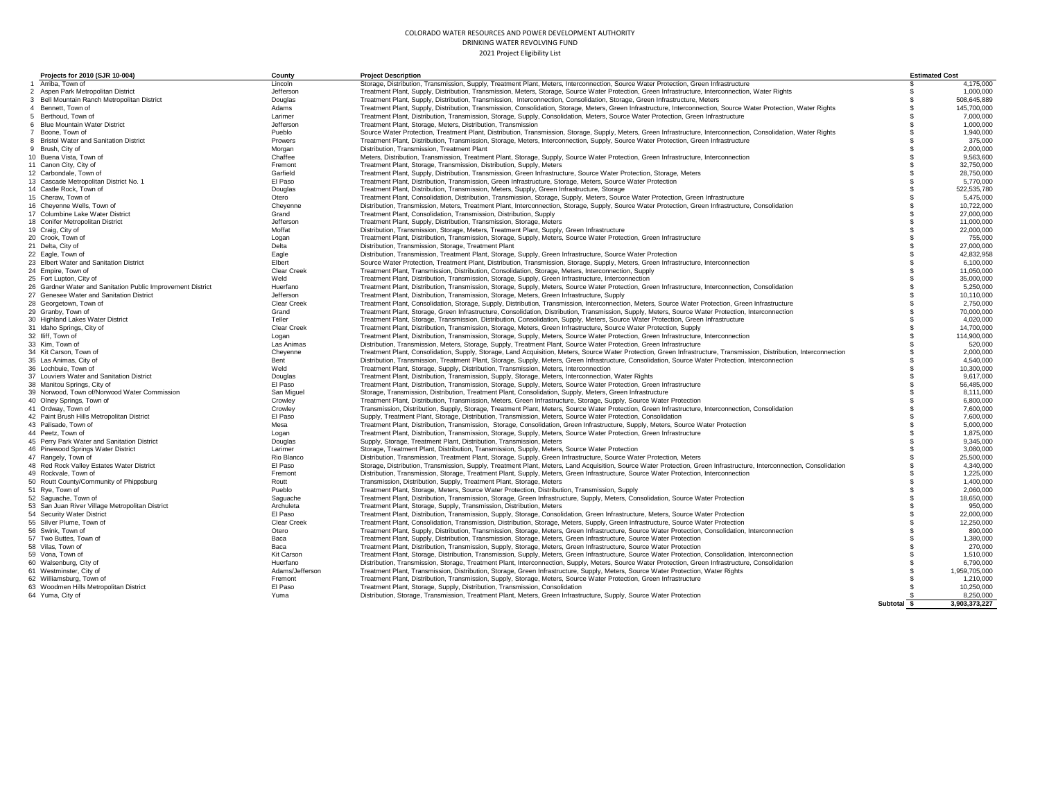COLORADO WATER RESOURCES AND POWER DEVELOPMENT AUTHORITY
DRINKING WATER REVOLVING FUND
2021 Project Eligibility List

| | Projects for 2010 (SJR 10-004) | County | Project Description | Estimated Cost |
|---|---|---|---|---|
| 1 | Arriba, Town of | Lincoln | Storage, Distribution, Transmission, Supply, Treatment Plant, Meters, Interconnection, Source Water Protection, Green Infrastructure | $ 4,175,000 |
| 2 | Aspen Park Metropolitan District | Jefferson | Treatment Plant, Supply, Distribution, Transmission, Meters, Storage, Source Water Protection, Green Infrastructure, Interconnection, Water Rights | $ 1,000,000 |
| 3 | Bell Mountain Ranch Metropolitan District | Douglas | Treatment Plant, Supply, Distribution, Transmission, Interconnection, Consolidation, Storage, Green Infrastructure, Meters | $ 508,645,889 |
| 4 | Bennett, Town of | Adams | Treatment Plant, Supply, Distribution, Transmission, Consolidation, Storage, Meters, Green Infrastructure, Interconnection, Source Water Protection, Water Rights | $ 145,700,000 |
| 5 | Berthoud, Town of | Larimer | Treatment Plant, Distribution, Transmission, Storage, Supply, Consolidation, Meters, Source Water Protection, Green Infrastructure | $ 7,000,000 |
| 6 | Blue Mountain Water District | Jefferson | Treatment Plant, Storage, Meters, Distribution, Transmission | $ 1,000,000 |
| 7 | Boone, Town of | Pueblo | Source Water Protection, Treatment Plant, Distribution, Transmission, Storage, Supply, Meters, Green Infrastructure, Interconnection, Consolidation, Water Rights | $ 1,940,000 |
| 8 | Bristol Water and Sanitation District | Prowers | Treatment Plant, Distribution, Transmission, Storage, Meters, Interconnection, Supply, Source Water Protection, Green Infrastructure | $ 375,000 |
| 9 | Brush, City of | Morgan | Distribution, Transmission, Treatment Plant | $ 2,000,000 |
| 10 | Buena Vista, Town of | Chaffee | Meters, Distribution, Transmission, Treatment Plant, Storage, Supply, Source Water Protection, Green Infrastructure, Interconnection | $ 9,563,600 |
| 11 | Canon City, City of | Fremont | Treatment Plant, Storage, Transmission, Distribution, Supply, Meters | $ 32,750,000 |
| 12 | Carbondale, Town of | Garfield | Treatment Plant, Supply, Distribution, Transmission, Green Infrastructure, Source Water Protection, Storage, Meters | $ 28,750,000 |
| 13 | Cascade Metropolitan District No. 1 | El Paso | Treatment Plant, Distribution, Transmission, Green Infrastructure, Storage, Meters, Source Water Protection | $ 5,770,000 |
| 14 | Castle Rock, Town of | Douglas | Treatment Plant, Distribution, Transmission, Meters, Supply, Green Infrastructure, Storage | $ 522,535,780 |
| 15 | Cheraw, Town of | Otero | Treatment Plant, Consolidation, Distribution, Transmission, Storage, Supply, Meters, Source Water Protection, Green Infrastructure | $ 5,475,000 |
| 16 | Cheyenne Wells, Town of | Cheyenne | Distribution, Transmission, Meters, Treatment Plant, Interconnection, Storage, Supply, Source Water Protection, Green Infrastructure, Consolidation | $ 10,722,000 |
| 17 | Columbine Lake Water District | Grand | Treatment Plant, Consolidation, Transmission, Distribution, Supply | $ 27,000,000 |
| 18 | Conifer Metropolitan District | Jefferson | Treatment Plant, Supply, Distribution, Transmission, Storage, Meters | $ 11,000,000 |
| 19 | Craig, City of | Moffat | Distribution, Transmission, Storage, Meters, Treatment Plant, Supply, Green Infrastructure | $ 22,000,000 |
| 20 | Crook, Town of | Logan | Treatment Plant, Distribution, Transmission, Storage, Supply, Meters, Source Water Protection, Green Infrastructure | $ 755,000 |
| 21 | Delta, City of | Delta | Distribution, Transmission, Storage, Treatment Plant | $ 27,000,000 |
| 22 | Eagle, Town of | Eagle | Distribution, Transmission, Treatment Plant, Storage, Supply, Green Infrastructure, Source Water Protection | $ 42,832,958 |
| 23 | Elbert Water and Sanitation District | Elbert | Source Water Protection, Treatment Plant, Distribution, Transmission, Storage, Supply, Meters, Green Infrastructure, Interconnection | $ 6,100,000 |
| 24 | Empire, Town of | Clear Creek | Treatment Plant, Transmission, Distribution, Consolidation, Storage, Meters, Interconnection, Supply | $ 11,050,000 |
| 25 | Fort Lupton, City of | Weld | Treatment Plant, Distribution, Transmission, Storage, Supply, Green Infrastructure, Interconnection | $ 35,000,000 |
| 26 | Gardner Water and Sanitation Public Improvement District | Huerfano | Treatment Plant, Distribution, Transmission, Storage, Supply, Meters, Source Water Protection, Green Infrastructure, Interconnection, Consolidation | $ 5,250,000 |
| 27 | Genesee Water and Sanitation District | Jefferson | Treatment Plant, Distribution, Transmission, Storage, Meters, Green Infrastructure, Supply | $ 10,110,000 |
| 28 | Georgetown, Town of | Clear Creek | Treatment Plant, Consolidation, Storage, Supply, Distribution, Transmission, Interconnection, Meters, Source Water Protection, Green Infrastructure | $ 2,750,000 |
| 29 | Granby, Town of | Grand | Treatment Plant, Storage, Green Infrastructure, Consolidation, Distribution, Transmission, Supply, Meters, Source Water Protection, Interconnection | $ 70,000,000 |
| 30 | Highland Lakes Water District | Teller | Treatment Plant, Storage, Transmission, Distribution, Consolidation, Supply, Meters, Source Water Protection, Green Infrastructure | $ 4,020,000 |
| 31 | Idaho Springs, City of | Clear Creek | Treatment Plant, Distribution, Transmission, Storage, Meters, Green Infrastructure, Source Water Protection, Supply | $ 14,700,000 |
| 32 | Iliff, Town of | Logan | Treatment Plant, Distribution, Transmission, Storage, Supply, Meters, Source Water Protection, Green Infrastructure, Interconnection | $ 114,900,000 |
| 33 | Kim, Town of | Las Animas | Distribution, Transmission, Meters, Storage, Supply, Treatment Plant, Source Water Protection, Green Infrastructure | $ 520,000 |
| 34 | Kit Carson, Town of | Cheyenne | Treatment Plant, Consolidation, Supply, Storage, Land Acquisition, Meters, Source Water Protection, Green Infrastructure, Transmission, Distribution, Interconnection | $ 2,000,000 |
| 35 | Las Animas, City of | Bent | Distribution, Transmission, Treatment Plant, Storage, Supply, Meters, Green Infrastructure, Consolidation, Source Water Protection, Interconnection | $ 4,540,000 |
| 36 | Lochbuie, Town of | Weld | Treatment Plant, Storage, Supply, Distribution, Transmission, Meters, Interconnection | $ 10,300,000 |
| 37 | Louviers Water and Sanitation District | Douglas | Treatment Plant, Distribution, Transmission, Supply, Storage, Meters, Interconnection, Water Rights | $ 9,617,000 |
| 38 | Manitou Springs, City of | El Paso | Treatment Plant, Distribution, Transmission, Storage, Supply, Meters, Source Water Protection, Green Infrastructure | $ 56,485,000 |
| 39 | Norwood, Town of/Norwood Water Commission | San Miguel | Storage, Transmission, Distribution, Treatment Plant, Consolidation, Supply, Meters, Green Infrastructure | $ 8,111,000 |
| 40 | Olney Springs, Town of | Crowley | Treatment Plant, Distribution, Transmission, Meters, Green Infrastructure, Storage, Supply, Source Water Protection | $ 6,800,000 |
| 41 | Ordway, Town of | Crowley | Transmission, Distribution, Supply, Storage, Treatment Plant, Meters, Source Water Protection, Green Infrastructure, Interconnection, Consolidation | $ 7,600,000 |
| 42 | Paint Brush Hills Metropolitan District | El Paso | Supply, Treatment Plant, Storage, Distribution, Transmission, Meters, Source Water Protection, Consolidation | $ 7,600,000 |
| 43 | Palisade, Town of | Mesa | Treatment Plant, Distribution, Transmission, Storage, Consolidation, Green Infrastructure, Supply, Meters, Source Water Protection | $ 5,000,000 |
| 44 | Peetz, Town of | Logan | Treatment Plant, Distribution, Transmission, Storage, Supply, Meters, Source Water Protection, Green Infrastructure | $ 1,875,000 |
| 45 | Perry Park Water and Sanitation District | Douglas | Supply, Storage, Treatment Plant, Distribution, Transmission, Meters | $ 9,345,000 |
| 46 | Pinewood Springs Water District | Larimer | Storage, Treatment Plant, Distribution, Transmission, Supply, Meters, Source Water Protection | $ 3,080,000 |
| 47 | Rangely, Town of | Rio Blanco | Distribution, Transmission, Treatment Plant, Storage, Supply, Green Infrastructure, Source Water Protection, Meters | $ 25,500,000 |
| 48 | Red Rock Valley Estates Water District | El Paso | Storage, Distribution, Transmission, Supply, Treatment Plant, Meters, Land Acquisition, Source Water Protection, Green Infrastructure, Interconnection, Consolidation | $ 4,340,000 |
| 49 | Rockvale, Town of | Fremont | Distribution, Transmission, Storage, Treatment Plant, Supply, Meters, Green Infrastructure, Source Water Protection, Interconnection | $ 1,225,000 |
| 50 | Routt County/Community of Phippsburg | Routt | Transmission, Distribution, Supply, Treatment Plant, Storage, Meters | $ 1,400,000 |
| 51 | Rye, Town of | Pueblo | Treatment Plant, Storage, Meters, Source Water Protection, Distribution, Transmission, Supply | $ 2,060,000 |
| 52 | Saguache, Town of | Saguache | Treatment Plant, Distribution, Transmission, Storage, Green Infrastructure, Supply, Meters, Consolidation, Source Water Protection | $ 18,650,000 |
| 53 | San Juan River Village Metropolitan District | Archuleta | Treatment Plant, Storage, Supply, Transmission, Distribution, Meters | $ 950,000 |
| 54 | Security Water District | El Paso | Treatment Plant, Distribution, Transmission, Supply, Storage, Consolidation, Green Infrastructure, Meters, Source Water Protection | $ 22,000,000 |
| 55 | Silver Plume, Town of | Clear Creek | Treatment Plant, Consolidation, Transmission, Distribution, Storage, Meters, Supply, Green Infrastructure, Source Water Protection | $ 12,250,000 |
| 56 | Swink, Town of | Otero | Treatment Plant, Supply, Distribution, Transmission, Storage, Meters, Green Infrastructure, Source Water Protection, Consolidation, Interconnection | $ 890,000 |
| 57 | Two Buttes, Town of | Baca | Treatment Plant, Supply, Distribution, Transmission, Storage, Meters, Green Infrastructure, Source Water Protection | $ 1,380,000 |
| 58 | Vilas, Town of | Baca | Treatment Plant, Distribution, Transmission, Supply, Storage, Meters, Green Infrastructure, Source Water Protection | $ 270,000 |
| 59 | Vona, Town of | Kit Carson | Treatment Plant, Storage, Distribution, Transmission, Supply, Meters, Green Infrastructure, Source Water Protection, Consolidation, Interconnection | $ 1,510,000 |
| 60 | Walsenburg, City of | Huerfano | Distribution, Transmission, Storage, Treatment Plant, Interconnection, Supply, Meters, Source Water Protection, Green Infrastructure, Consolidation | $ 6,790,000 |
| 61 | Westminster, City of | Adams/Jefferson | Treatment Plant, Transmission, Distribution, Storage, Green Infrastructure, Supply, Meters, Source Water Protection, Water Rights | $ 1,959,705,000 |
| 62 | Williamsburg, Town of | Fremont | Treatment Plant, Distribution, Transmission, Supply, Storage, Meters, Source Water Protection, Green Infrastructure | $ 1,210,000 |
| 63 | Woodmen Hills Metropolitan District | El Paso | Treatment Plant, Storage, Supply, Distribution, Transmission, Consolidation | $ 10,250,000 |
| 64 | Yuma, City of | Yuma | Distribution, Storage, Transmission, Treatment Plant, Meters, Green Infrastructure, Supply, Source Water Protection | $ 8,250,000 |
| | | | Subtotal | $ 3,903,373,227 |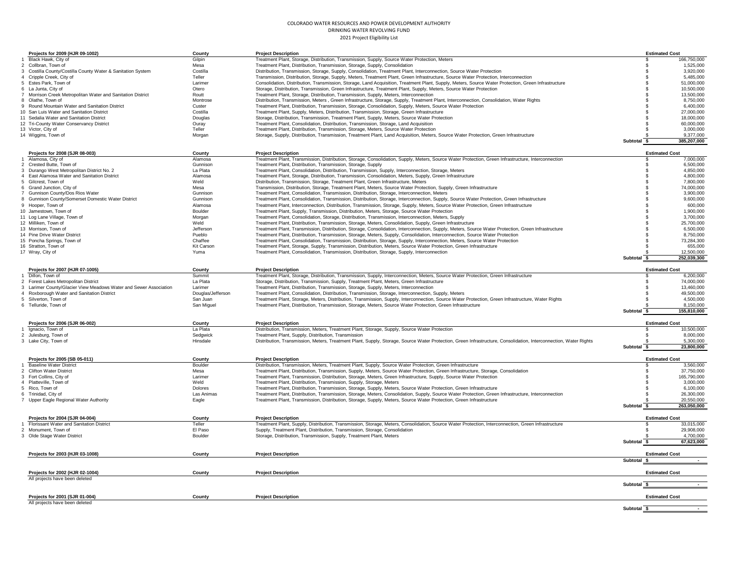COLORADO WATER RESOURCES AND POWER DEVELOPMENT AUTHORITY

DRINKING WATER REVOLVING FUND

2021 Project Eligibility List

| | Projects for 2009 (HJR 09-1002) | County | Project Description | | Estimated Cost |
|---|---|---|---|---|---|
| 1 | Black Hawk, City of | Gilpin | Treatment Plant, Storage, Distribution, Transmission, Supply, Source Water Protection, Meters | | $ 166,750,000 |
| 2 | Collbran, Town of | Mesa | Treatment Plant, Distribution, Transmission, Storage, Supply, Consolidation | | $ 1,525,000 |
| 3 | Costilla County/Costilla County Water & Sanitation System | Costilla | Distribution, Transmission, Storage, Supply, Consolidation, Treatment Plant, Interconnection, Source Water Protection | | $ 3,920,000 |
| 4 | Cripple Creek, City of | Teller | Transmission, Distribution, Storage, Supply, Meters, Treatment Plant, Green Infrastructure, Source Water Protection, Interconnection | | $ 5,485,000 |
| 5 | Estes Park, Town of | Larimer | Consolidation, Distribution, Transmission, Storage, Land Acquisition, Treatment Plant, Supply, Meters, Source Water Protection, Green Infrastructure | | $ 51,000,000 |
| 6 | La Junta, City of | Otero | Storage, Distribution, Transmission, Green Infrastructure, Treatment Plant, Supply, Meters, Source Water Protection | | $ 10,500,000 |
| 7 | Morrison Creek Metropolitan Water and Sanitation District | Routt | Treatment Plant, Storage, Distribution, Transmission, Supply, Meters, Interconnection | | $ 13,500,000 |
| 8 | Olathe, Town of | Montrose | Distribution, Transmission, Meters , Green Infrastructure, Storage, Supply, Treatment Plant, Interconnection, Consolidation, Water Rights | | $ 8,750,000 |
| 9 | Round Mountain Water and Sanitation District | Custer | Treatment Plant, Distribution, Transmission, Storage, Consolidation, Supply, Meters, Source Water Protection | | $ 6,400,000 |
| 10 | San Luis Water and Sanitation District | Costilla | Treatment Plant, Supply, Meters, Distribution, Transmission, Storage, Green Infrastructure | | $ 27,000,000 |
| 11 | Sedalia Water and Sanitation District | Douglas | Storage, Distribution, Transmission, Treatment Plant, Supply, Meters, Source Water Protection | | $ 18,000,000 |
| 12 | Tri-County Water Conservancy District | Ouray | Treatment Plant, Consolidation, Distribution, Transmission, Storage, Land Acquisition | | $ 60,000,000 |
| 13 | Victor, City of | Teller | Treatment Plant, Distribution, Transmission, Storage, Meters, Source Water Protection | | $ 3,000,000 |
| 14 | Wiggins, Town of | Morgan | Storage, Supply, Distribution, Transmission, Treatment Plant, Land Acquisition, Meters, Source Water Protection, Green Infrastructure | | $ 9,377,000 |
| | | | | Subtotal | $ 385,207,000 |

| | Projects for 2008 (SJR 08-003) | County | Project Description | | Estimated Cost |
|---|---|---|---|---|---|
| 1 | Alamosa, City of | Alamosa | Treatment Plant, Transmission, Distribution, Storage, Consolidation, Supply, Meters, Source Water Protection, Green Infrastructure, Interconnection | | $ 7,000,000 |
| 2 | Crested Butte, Town of | Gunnison | Treatment Plant, Distribution, Transmission, Storage, Supply | | $ 6,500,000 |
| 3 | Durango West Metropolitan District No. 2 | La Plata | Treatment Plant, Consolidation, Distribution, Transmission, Supply, Interconnection, Storage, Meters | | $ 4,850,000 |
| 4 | East Alamosa Water and Sanitation District | Alamosa | Treatment Plant, Storage, Distribution, Transmission, Consolidation, Meters, Supply, Green Infrastructure | | $ 4,800,000 |
| 5 | Gilcrest, Town of | Weld | Distribution, Transmission, Storage, Treatment Plant, Green Infrastructure, Meters | | $ 7,800,000 |
| 6 | Grand Junction, City of | Mesa | Transmission, Distribution, Storage, Treatment Plant, Meters, Source Water Protection, Supply, Green Infrastructure | | $ 74,000,000 |
| 7 | Gunnison County/Dos Rios Water | Gunnison | Treatment Plant, Consolidation, Transmission, Distribution, Storage, Interconnection, Meters | | $ 3,900,000 |
| 8 | Gunnison County/Somerset Domestic Water District | Gunnison | Treatment Plant, Consolidation, Transmission, Distribution, Storage, Interconnection, Supply, Source Water Protection, Green Infrastructure | | $ 9,600,000 |
| 9 | Hooper, Town of | Alamosa | Treatment Plant, Interconnection, Distribution, Transmission, Storage, Supply, Meters, Source Water Protection, Green Infrastructure | | $ 600,000 |
| 10 | Jamestown, Town of | Boulder | Treatment Plant, Supply, Transmission, Distribution, Meters, Storage, Source Water Protection | | $ 1,900,000 |
| 11 | Log Lane Village, Town of | Morgan | Treatment Plant, Consolidation, Storage, Distribution, Transmission, Interconnection, Meters, Supply | | $ 3,700,000 |
| 12 | Milliken, Town of | Weld | Treatment Plant, Distribution, Transmission, Storage, Meters, Consolidation, Supply, Green Infrastructure | | $ 25,700,000 |
| 13 | Morrison, Town of | Jefferson | Treatment Plant, Transmission, Distribution, Storage, Consolidation, Interconnection, Supply, Meters, Source Water Protection, Green Infrastructure | | $ 6,500,000 |
| 14 | Pine Drive Water District | Pueblo | Treatment Plant, Distribution, Transmission, Storage, Meters, Supply, Consolidation, Interconnection, Source Water Protection | | $ 8,750,000 |
| 15 | Poncha Springs, Town of | Chaffee | Treatment Plant, Consolidation, Transmission, Distribution, Storage, Supply, Interconnection, Meters, Source Water Protection | | $ 73,284,300 |
| 16 | Stratton, Town of | Kit Carson | Treatment Plant, Storage, Supply, Transmission, Distribution, Meters, Source Water Protection, Green Infrastructure | | $ 655,000 |
| 17 | Wray, City of | Yuma | Treatment Plant, Consolidation, Transmission, Distribution, Storage, Supply, Interconnection | | $ 12,500,000 |
| | | | | Subtotal | $ 252,039,300 |

| | Projects for 2007 (HJR 07-1005) | County | Project Description | | Estimated Cost |
|---|---|---|---|---|---|
| 1 | Dillon, Town of | Summit | Treatment Plant, Storage, Distribution, Transmission, Supply, Interconnection, Meters, Source Water Protection, Green Infrastructure | | $ 6,200,000 |
| 2 | Forest Lakes Metropolitan District | La Plata | Storage, Distribution, Transmission, Supply, Treatment Plant, Meters, Green Infrastructure | | $ 74,000,000 |
| 3 | Larimer County/Glacier View Meadows Water and Sewer Association | Larimer | Treatment Plant, Distribution, Transmission, Storage, Supply, Meters, Interconnection | | $ 13,460,000 |
| 4 | Roxborough Water and Sanitation District | Douglas/Jefferson | Treatment Plant, Consolidation, Distribution, Transmission, Storage, Interconnection, Supply, Meters | | $ 49,500,000 |
| 5 | Silverton, Town of | San Juan | Treatment Plant, Storage, Meters, Distribution, Transmission, Supply, Interconnection, Source Water Protection, Green Infrastructure, Water Rights | | $ 4,500,000 |
| 6 | Telluride, Town of | San Miguel | Treatment Plant, Distribution, Transmission, Storage, Meters, Source Water Protection, Green Infrastructure | | $ 8,150,000 |
| | | | | Subtotal | $ 155,810,000 |

| | Projects for 2006 (SJR 06-002) | County | Project Description | | Estimated Cost |
|---|---|---|---|---|---|
| 1 | Ignacio, Town of | La Plata | Distribution, Transmission, Meters, Treatment Plant, Storage, Supply, Source Water Protection | | $ 10,500,000 |
| 2 | Julesburg, Town of | Sedgwick | Treatment Plant, Supply, Distribution, Transmission | | $ 8,000,000 |
| 3 | Lake City, Town of | Hinsdale | Distribution, Transmission, Meters, Treatment Plant, Supply, Storage, Source Water Protection, Green Infrastructure, Consolidation, Interconnection, Water Rights | | $ 5,300,000 |
| | | | | Subtotal | $ 23,800,000 |

| | Projects for 2005 (SB 05-011) | County | Project Description | | Estimated Cost |
|---|---|---|---|---|---|
| 1 | Baseline Water District | Boulder | Distribution, Transmission, Meters, Treatment Plant, Supply, Source Water Protection, Green Infrastructure | | $ 3,560,000 |
| 2 | Clifton Water District | Mesa | Treatment Plant, Distribution, Transmission, Supply, Meters, Source Water Protection, Green Infrastructure, Interconnection, Storage, Consolidation | | $ 37,750,000 |
| 3 | Fort Collins, City of | Larimer | Treatment Plant, Transmission, Distribution, Storage, Meters, Green Infrastructure, Supply, Source Water Protection | | $ 165,790,000 |
| 4 | Platteville, Town of | Weld | Treatment Plant, Distribution, Transmission, Supply, Storage, Meters | | $ 3,000,000 |
| 5 | Rico, Town of | Dolores | Treatment Plant, Distribution, Transmission, Storage, Supply, Meters, Source Water Protection, Green Infrastructure | | $ 6,100,000 |
| 6 | Trinidad, City of | Las Animas | Treatment Plant, Distribution, Transmission, Storage, Meters, Consolidation, Supply, Source Water Protection, Green Infrastructure, Interconnection | | $ 26,300,000 |
| 7 | Upper Eagle Regional Water Authority | Eagle | Treatment Plant, Transmission, Distribution, Storage, Supply, Meters, Source Water Protection, Green Infrastructure | | $ 20,550,000 |
| | | | | Subtotal | $ 263,050,000 |

| | Projects for 2004 (SJR 04-004) | County | Project Description | | Estimated Cost |
|---|---|---|---|---|---|
| 1 | Florissant Water and Sanitation District | Teller | Treatment Plant, Supply, Distribution, Transmission, Storage, Meters, Consolidation, Source Water Protection, Interconnection, Green Infrastructure | | $ 33,015,000 |
| 2 | Monument, Town of | El Paso | Supply, Treatment Plant, Distribution, Transmission, Storage, Consolidation | | $ 29,908,000 |
| 3 | Olde Stage Water District | Boulder | Storage, Distribution, Transmission, Supply, Treatment Plant, Meters | | $ 4,700,000 |
| | | | | Subtotal | $ 67,623,000 |

| | Projects for 2003 (HJR 03-1008) | County | Project Description | | Estimated Cost |
|---|---|---|---|---|---|
| | | | | Subtotal | $ - |

| | Projects for 2002 (HJR 02-1004) | County | Project Description | | Estimated Cost |
|---|---|---|---|---|---|
| | All projects have been deleted | | | | |
| | | | | Subtotal | $ - |

| | Projects for 2001 (SJR 01-004) | County | Project Description | | Estimated Cost |
|---|---|---|---|---|---|
| | All projects have been deleted | | | | |
| | | | | Subtotal | $ - |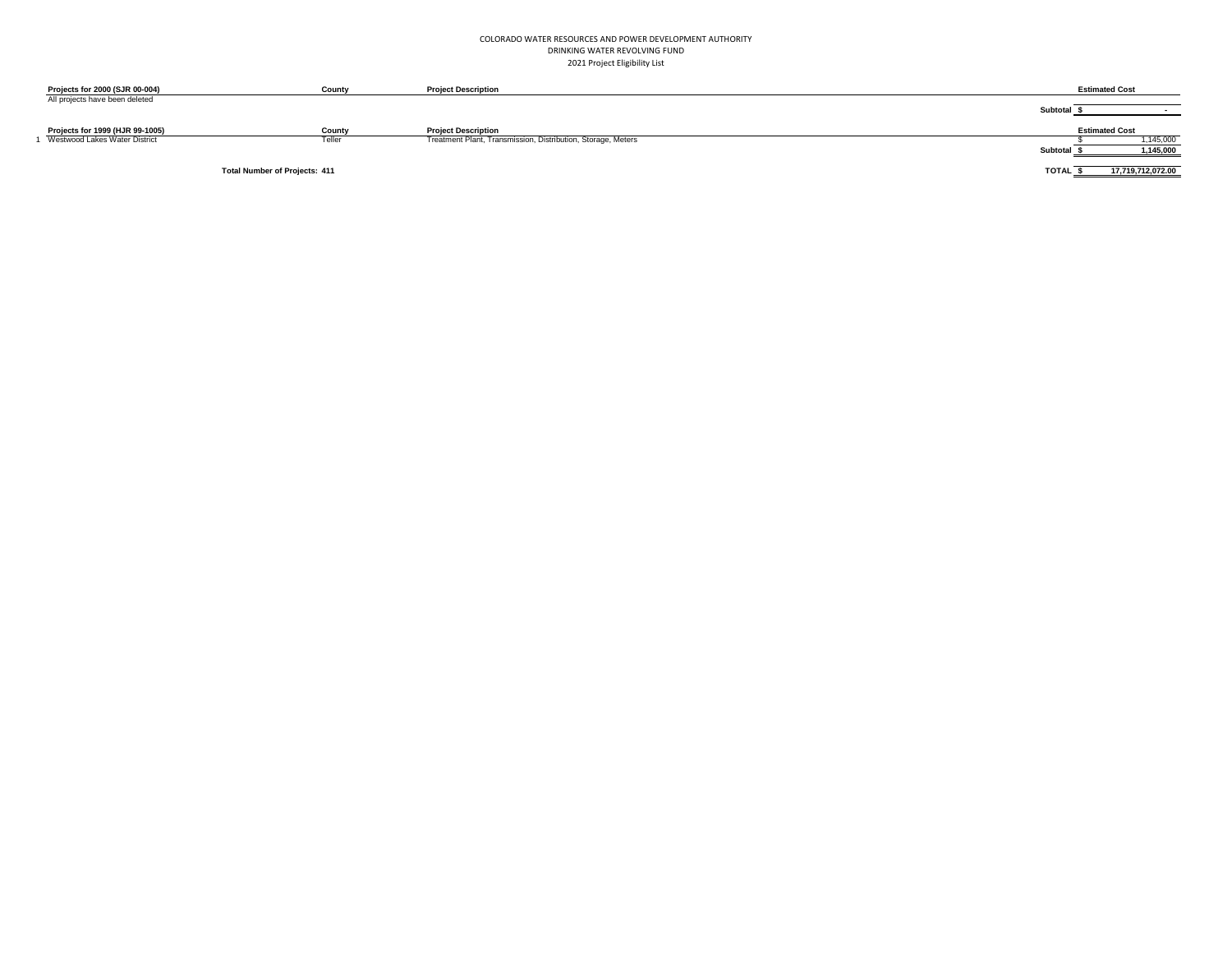COLORADO WATER RESOURCES AND POWER DEVELOPMENT AUTHORITY
DRINKING WATER REVOLVING FUND
2021 Project Eligibility List

| | Projects for 2000 (SJR 00-004) | County | Project Description | Estimated Cost |
|---|---|---|---|---|
| | All projects have been deleted | | | |
| | | | Subtotal | $ - |

| | Projects for 1999 (HJR 99-1005) | County | Project Description | Estimated Cost |
|---|---|---|---|---|
| 1 | Westwood Lakes Water District | Teller | Treatment Plant, Transmission, Distribution, Storage, Meters | $ 1,145,000 |
| | | | Subtotal | $ 1,145,000 |

**Total Number of Projects: 411**

**TOTAL $ 17,719,712,072.00**